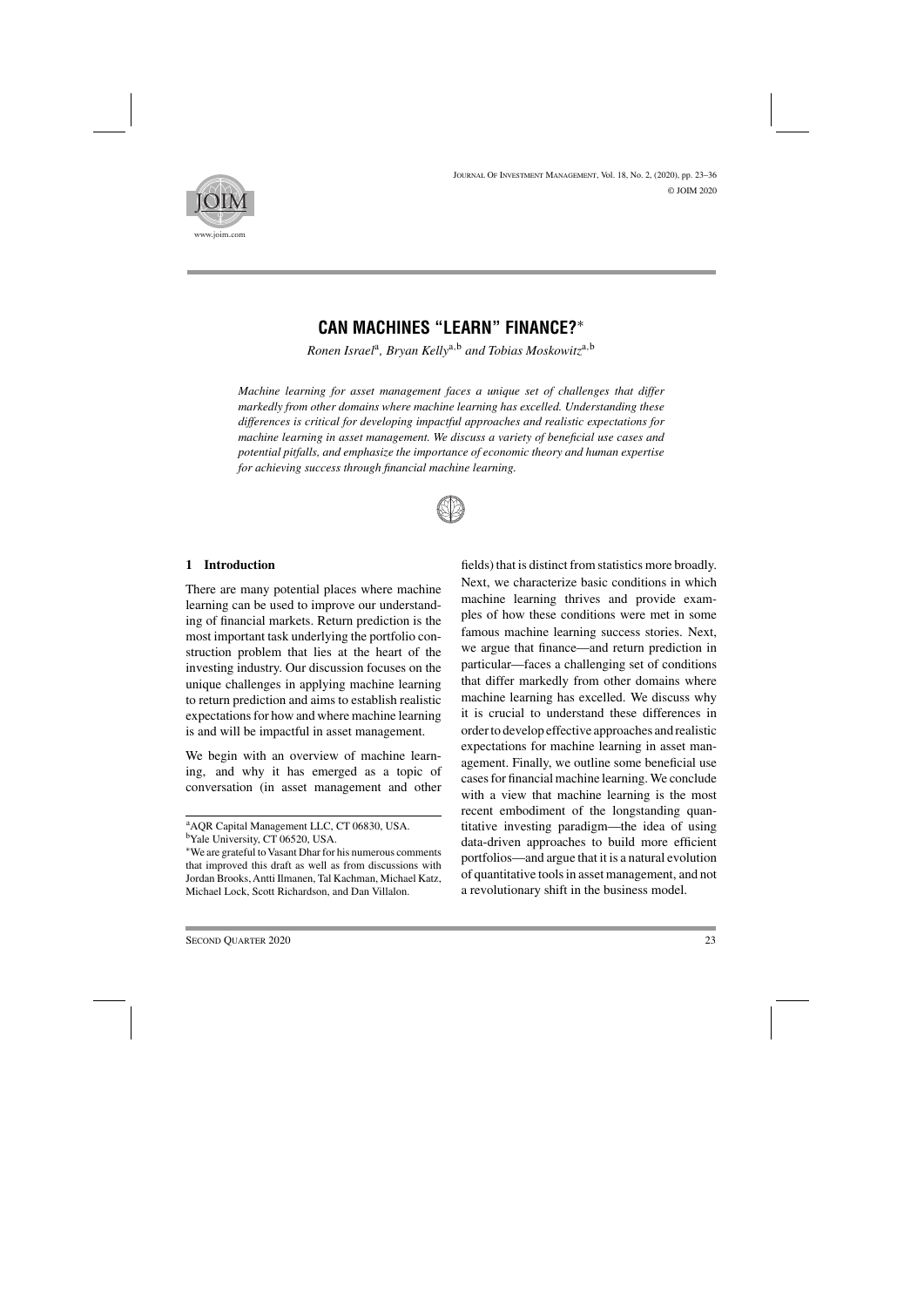# CAN MACHINES "LEARN" FINANCE?*

*Ronen Israel*[a], *Bryan Kelly*[a,b] *and Tobias Moskowitz*[a,b]

*Machine learning for asset management faces a unique set of challenges that differ markedly from other domains where machine learning has excelled. Understanding these differences is critical for developing impactful approaches and realistic expectations for machine learning in asset management. We discuss a variety of beneficial use cases and potential pitfalls, and emphasize the importance of economic theory and human expertise for achieving success through financial machine learning.*

## 1 Introduction

There are many potential places where machine learning can be used to improve our understanding of financial markets. Return prediction is the most important task underlying the portfolio construction problem that lies at the heart of the investing industry. Our discussion focuses on the unique challenges in applying machine learning to return prediction and aims to establish realistic expectations for how and where machine learning is and will be impactful in asset management.

We begin with an overview of machine learning, and why it has emerged as a topic of conversation (in asset management and other fields) that is distinct from statistics more broadly. Next, we characterize basic conditions in which machine learning thrives and provide examples of how these conditions were met in some famous machine learning success stories. Next, we argue that finance—and return prediction in particular—faces a challenging set of conditions that differ markedly from other domains where machine learning has excelled. We discuss why it is crucial to understand these differences in order to develop effective approaches and realistic expectations for machine learning in asset management. Finally, we outline some beneficial use cases for financial machine learning. We conclude with a view that machine learning is the most recent embodiment of the longstanding quantitative investing paradigm—the idea of using data-driven approaches to build more efficient portfolios—and argue that it is a natural evolution of quantitative tools in asset management, and not a revolutionary shift in the business model.

---

[a]AQR Capital Management LLC, CT 06830, USA.

[b]Yale University, CT 06520, USA.

*We are grateful to Vasant Dhar for his numerous comments that improved this draft as well as from discussions with Jordan Brooks, Antti Ilmanen, Tal Kachman, Michael Katz, Michael Lock, Scott Richardson, and Dan Villalon.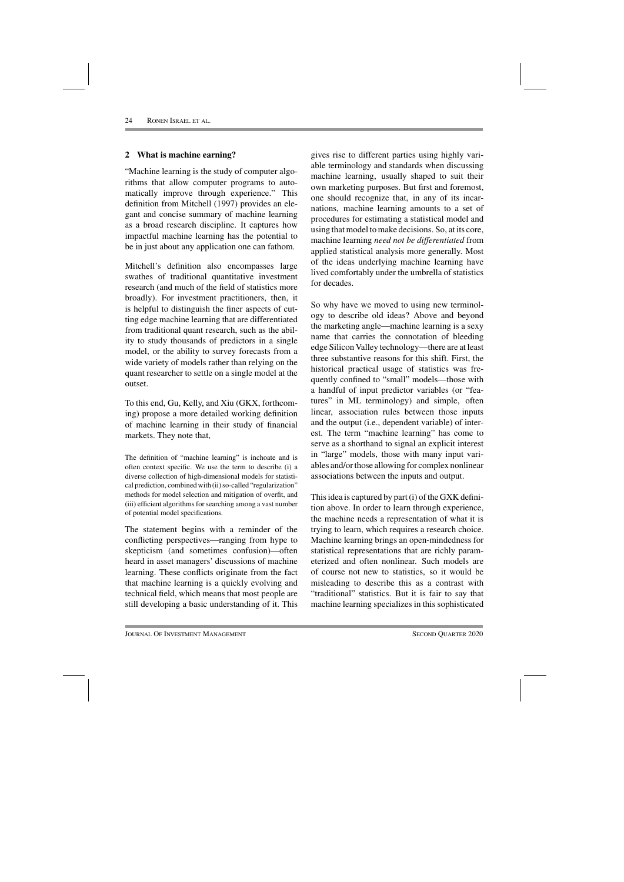## 2 What is machine earning?

"Machine learning is the study of computer algorithms that allow computer programs to automatically improve through experience." This definition from Mitchell (1997) provides an elegant and concise summary of machine learning as a broad research discipline. It captures how impactful machine learning has the potential to be in just about any application one can fathom.

Mitchell's definition also encompasses large swathes of traditional quantitative investment research (and much of the field of statistics more broadly). For investment practitioners, then, it is helpful to distinguish the finer aspects of cutting edge machine learning that are differentiated from traditional quant research, such as the ability to study thousands of predictors in a single model, or the ability to survey forecasts from a wide variety of models rather than relying on the quant researcher to settle on a single model at the outset.

To this end, Gu, Kelly, and Xiu (GKX, forthcoming) propose a more detailed working definition of machine learning in their study of financial markets. They note that,

> The definition of "machine learning" is inchoate and is often context specific. We use the term to describe (i) a diverse collection of high-dimensional models for statistical prediction, combined with (ii) so-called "regularization" methods for model selection and mitigation of overfit, and (iii) efficient algorithms for searching among a vast number of potential model specifications.

The statement begins with a reminder of the conflicting perspectives—ranging from hype to skepticism (and sometimes confusion)—often heard in asset managers' discussions of machine learning. These conflicts originate from the fact that machine learning is a quickly evolving and technical field, which means that most people are still developing a basic understanding of it. This gives rise to different parties using highly variable terminology and standards when discussing machine learning, usually shaped to suit their own marketing purposes. But first and foremost, one should recognize that, in any of its incarnations, machine learning amounts to a set of procedures for estimating a statistical model and using that model to make decisions. So, at its core, machine learning *need not be differentiated* from applied statistical analysis more generally. Most of the ideas underlying machine learning have lived comfortably under the umbrella of statistics for decades.

So why have we moved to using new terminology to describe old ideas? Above and beyond the marketing angle—machine learning is a sexy name that carries the connotation of bleeding edge Silicon Valley technology—there are at least three substantive reasons for this shift. First, the historical practical usage of statistics was frequently confined to "small" models—those with a handful of input predictor variables (or "features" in ML terminology) and simple, often linear, association rules between those inputs and the output (i.e., dependent variable) of interest. The term "machine learning" has come to serve as a shorthand to signal an explicit interest in "large" models, those with many input variables and/or those allowing for complex nonlinear associations between the inputs and output.

This idea is captured by part (i) of the GKX definition above. In order to learn through experience, the machine needs a representation of what it is trying to learn, which requires a research choice. Machine learning brings an open-mindedness for statistical representations that are richly parameterized and often nonlinear. Such models are of course not new to statistics, so it would be misleading to describe this as a contrast with "traditional" statistics. But it is fair to say that machine learning specializes in this sophisticated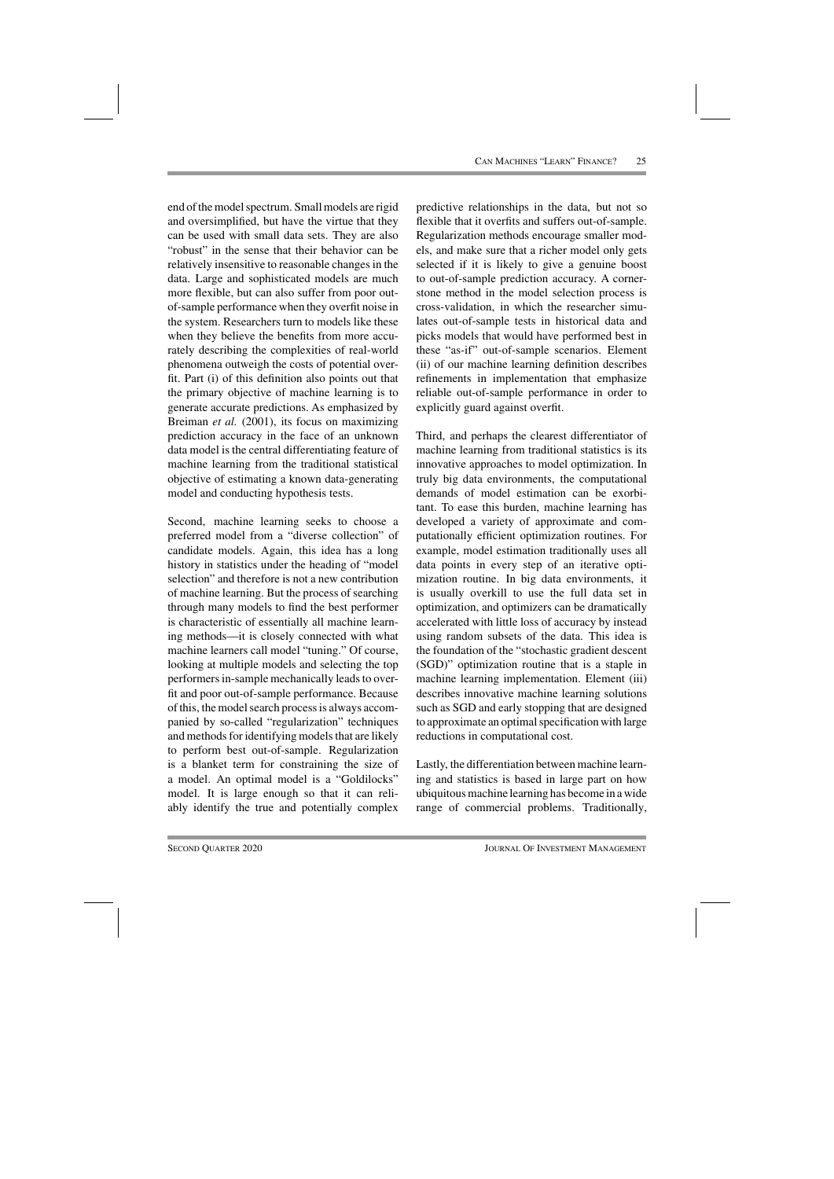end of the model spectrum. Small models are rigid and oversimplified, but have the virtue that they can be used with small data sets. They are also "robust" in the sense that their behavior can be relatively insensitive to reasonable changes in the data. Large and sophisticated models are much more flexible, but can also suffer from poor out-of-sample performance when they overfit noise in the system. Researchers turn to models like these when they believe the benefits from more accurately describing the complexities of real-world phenomena outweigh the costs of potential overfit. Part (i) of this definition also points out that the primary objective of machine learning is to generate accurate predictions. As emphasized by Breiman *et al.* (2001), its focus on maximizing prediction accuracy in the face of an unknown data model is the central differentiating feature of machine learning from the traditional statistical objective of estimating a known data-generating model and conducting hypothesis tests.

Second, machine learning seeks to choose a preferred model from a "diverse collection" of candidate models. Again, this idea has a long history in statistics under the heading of "model selection" and therefore is not a new contribution of machine learning. But the process of searching through many models to find the best performer is characteristic of essentially all machine learning methods—it is closely connected with what machine learners call model "tuning." Of course, looking at multiple models and selecting the top performers in-sample mechanically leads to overfit and poor out-of-sample performance. Because of this, the model search process is always accompanied by so-called "regularization" techniques and methods for identifying models that are likely to perform best out-of-sample. Regularization is a blanket term for constraining the size of a model. An optimal model is a "Goldilocks" model. It is large enough so that it can reliably identify the true and potentially complex predictive relationships in the data, but not so flexible that it overfits and suffers out-of-sample. Regularization methods encourage smaller models, and make sure that a richer model only gets selected if it is likely to give a genuine boost to out-of-sample prediction accuracy. A cornerstone method in the model selection process is cross-validation, in which the researcher simulates out-of-sample tests in historical data and picks models that would have performed best in these "as-if" out-of-sample scenarios. Element (ii) of our machine learning definition describes refinements in implementation that emphasize reliable out-of-sample performance in order to explicitly guard against overfit.

Third, and perhaps the clearest differentiator of machine learning from traditional statistics is its innovative approaches to model optimization. In truly big data environments, the computational demands of model estimation can be exorbitant. To ease this burden, machine learning has developed a variety of approximate and computationally efficient optimization routines. For example, model estimation traditionally uses all data points in every step of an iterative optimization routine. In big data environments, it is usually overkill to use the full data set in optimization, and optimizers can be dramatically accelerated with little loss of accuracy by instead using random subsets of the data. This idea is the foundation of the "stochastic gradient descent (SGD)" optimization routine that is a staple in machine learning implementation. Element (iii) describes innovative machine learning solutions such as SGD and early stopping that are designed to approximate an optimal specification with large reductions in computational cost.

Lastly, the differentiation between machine learning and statistics is based in large part on how ubiquitous machine learning has become in a wide range of commercial problems. Traditionally,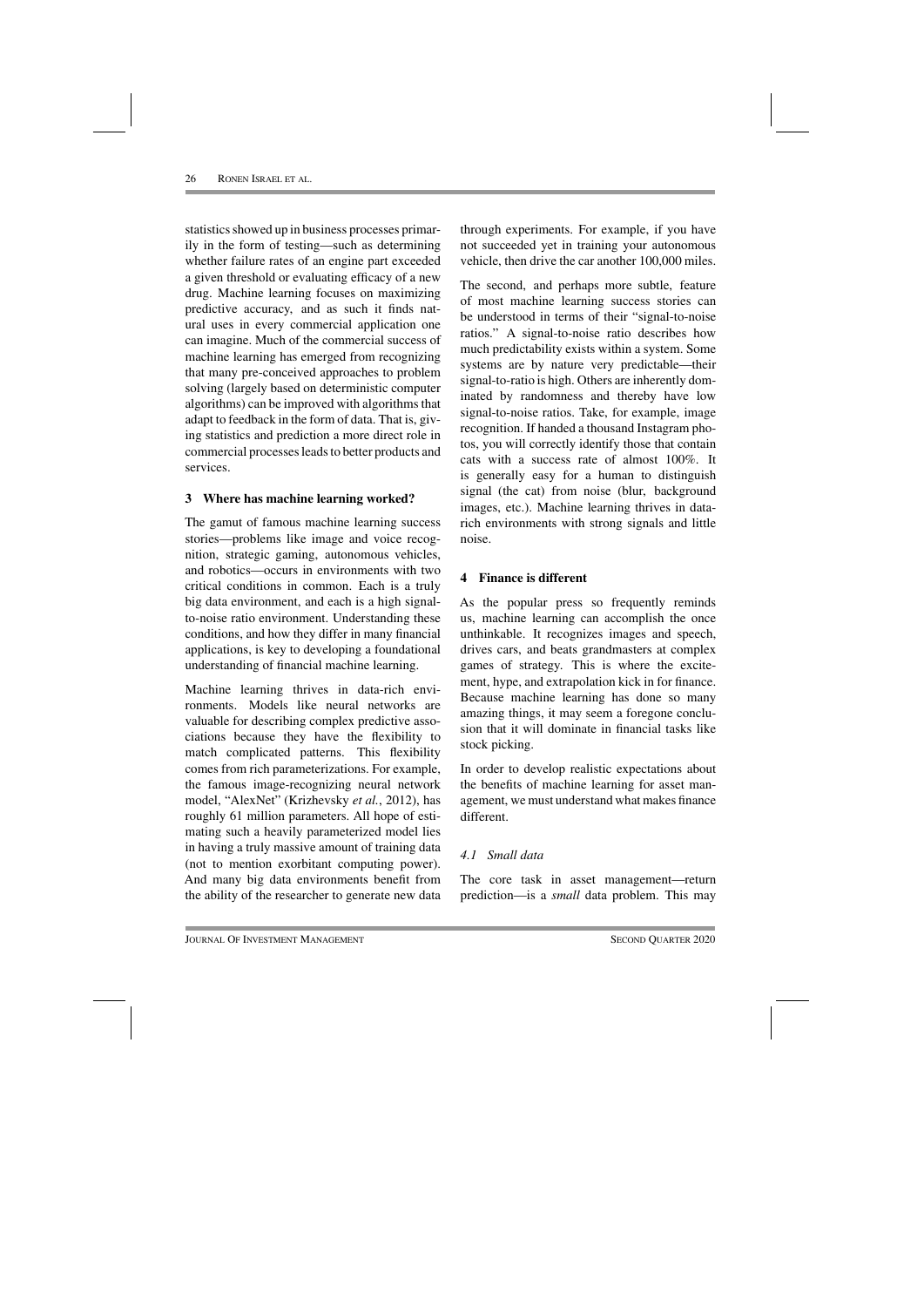statistics showed up in business processes primarily in the form of testing—such as determining whether failure rates of an engine part exceeded a given threshold or evaluating efficacy of a new drug. Machine learning focuses on maximizing predictive accuracy, and as such it finds natural uses in every commercial application one can imagine. Much of the commercial success of machine learning has emerged from recognizing that many pre-conceived approaches to problem solving (largely based on deterministic computer algorithms) can be improved with algorithms that adapt to feedback in the form of data. That is, giving statistics and prediction a more direct role in commercial processes leads to better products and services.

## 3 Where has machine learning worked?

The gamut of famous machine learning success stories—problems like image and voice recognition, strategic gaming, autonomous vehicles, and robotics—occurs in environments with two critical conditions in common. Each is a truly big data environment, and each is a high signal-to-noise ratio environment. Understanding these conditions, and how they differ in many financial applications, is key to developing a foundational understanding of financial machine learning.

Machine learning thrives in data-rich environments. Models like neural networks are valuable for describing complex predictive associations because they have the flexibility to match complicated patterns. This flexibility comes from rich parameterizations. For example, the famous image-recognizing neural network model, "AlexNet" (Krizhevsky *et al.*, 2012), has roughly 61 million parameters. All hope of estimating such a heavily parameterized model lies in having a truly massive amount of training data (not to mention exorbitant computing power). And many big data environments benefit from the ability of the researcher to generate new data through experiments. For example, if you have not succeeded yet in training your autonomous vehicle, then drive the car another 100,000 miles.

The second, and perhaps more subtle, feature of most machine learning success stories can be understood in terms of their "signal-to-noise ratios." A signal-to-noise ratio describes how much predictability exists within a system. Some systems are by nature very predictable—their signal-to-ratio is high. Others are inherently dominated by randomness and thereby have low signal-to-noise ratios. Take, for example, image recognition. If handed a thousand Instagram photos, you will correctly identify those that contain cats with a success rate of almost 100%. It is generally easy for a human to distinguish signal (the cat) from noise (blur, background images, etc.). Machine learning thrives in data-rich environments with strong signals and little noise.

## 4 Finance is different

As the popular press so frequently reminds us, machine learning can accomplish the once unthinkable. It recognizes images and speech, drives cars, and beats grandmasters at complex games of strategy. This is where the excitement, hype, and extrapolation kick in for finance. Because machine learning has done so many amazing things, it may seem a foregone conclusion that it will dominate in financial tasks like stock picking.

In order to develop realistic expectations about the benefits of machine learning for asset management, we must understand what makes finance different.

### *4.1 Small data*

The core task in asset management—return prediction—is a *small* data problem. This may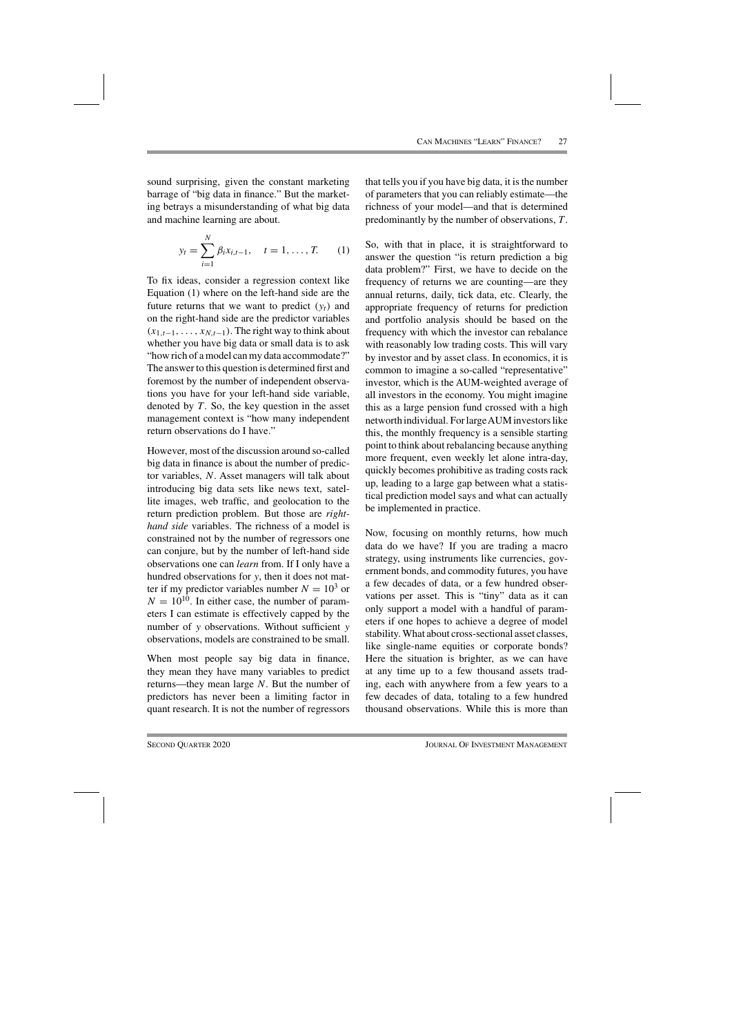sound surprising, given the constant marketing barrage of "big data in finance." But the marketing betrays a misunderstanding of what big data and machine learning are about.

$$y_t = \sum_{i=1}^{N} \beta_i x_{i,t-1}, \quad t = 1, \ldots, T. \tag{1}$$

To fix ideas, consider a regression context like Equation (1) where on the left-hand side are the future returns that we want to predict ($y_t$) and on the right-hand side are the predictor variables ($x_{1,t-1}, \ldots, x_{N,t-1}$). The right way to think about whether you have big data or small data is to ask "how rich of a model can my data accommodate?" The answer to this question is determined first and foremost by the number of independent observations you have for your left-hand side variable, denoted by $T$. So, the key question in the asset management context is "how many independent return observations do I have."

However, most of the discussion around so-called big data in finance is about the number of predictor variables, $N$. Asset managers will talk about introducing big data sets like news text, satellite images, web traffic, and geolocation to the return prediction problem. But those are *right-hand side* variables. The richness of a model is constrained not by the number of regressors one can conjure, but by the number of left-hand side observations one can *learn* from. If I only have a hundred observations for $y$, then it does not matter if my predictor variables number $N = 10^3$ or $N = 10^{10}$. In either case, the number of parameters I can estimate is effectively capped by the number of $y$ observations. Without sufficient $y$ observations, models are constrained to be small.

When most people say big data in finance, they mean they have many variables to predict returns—they mean large $N$. But the number of predictors has never been a limiting factor in quant research. It is not the number of regressors that tells you if you have big data, it is the number of parameters that you can reliably estimate—the richness of your model—and that is determined predominantly by the number of observations, $T$.

So, with that in place, it is straightforward to answer the question "is return prediction a big data problem?" First, we have to decide on the frequency of returns we are counting—are they annual returns, daily, tick data, etc. Clearly, the appropriate frequency of returns for prediction and portfolio analysis should be based on the frequency with which the investor can rebalance with reasonably low trading costs. This will vary by investor and by asset class. In economics, it is common to imagine a so-called "representative" investor, which is the AUM-weighted average of all investors in the economy. You might imagine this as a large pension fund crossed with a high networth individual. For large AUM investors like this, the monthly frequency is a sensible starting point to think about rebalancing because anything more frequent, even weekly let alone intra-day, quickly becomes prohibitive as trading costs rack up, leading to a large gap between what a statistical prediction model says and what can actually be implemented in practice.

Now, focusing on monthly returns, how much data do we have? If you are trading a macro strategy, using instruments like currencies, government bonds, and commodity futures, you have a few decades of data, or a few hundred observations per asset. This is "tiny" data as it can only support a model with a handful of parameters if one hopes to achieve a degree of model stability. What about cross-sectional asset classes, like single-name equities or corporate bonds? Here the situation is brighter, as we can have at any time up to a few thousand assets trading, each with anywhere from a few years to a few decades of data, totaling to a few hundred thousand observations. While this is more than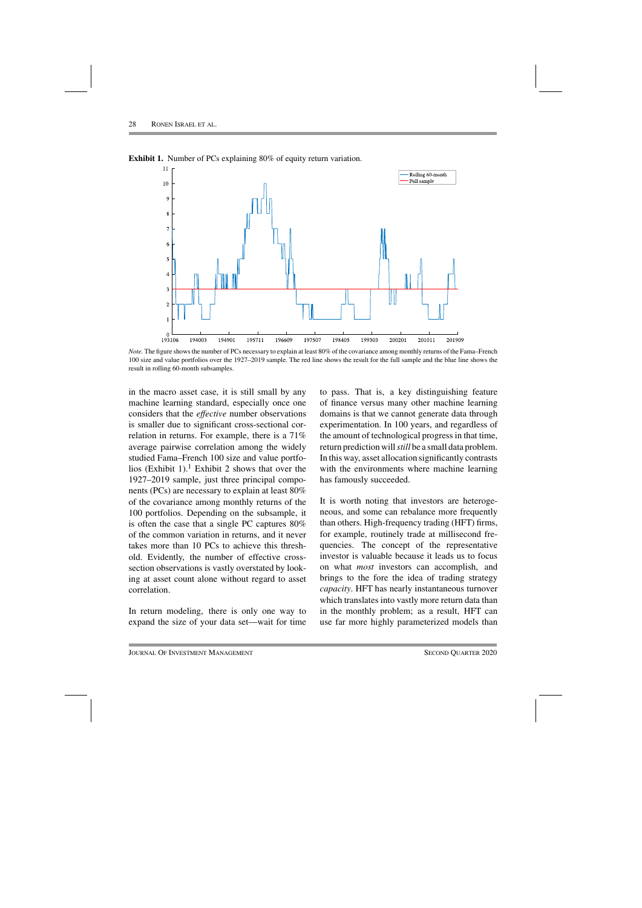**Exhibit 1.** Number of PCs explaining 80% of equity return variation.

*Note.* The figure shows the number of PCs necessary to explain at least 80% of the covariance among monthly returns of the Fama–French 100 size and value portfolios over the 1927–2019 sample. The red line shows the result for the full sample and the blue line shows the result in rolling 60-month subsamples.

in the macro asset case, it is still small by any machine learning standard, especially once one considers that the *effective* number observations is smaller due to significant cross-sectional correlation in returns. For example, there is a 71% average pairwise correlation among the widely studied Fama–French 100 size and value portfolios (Exhibit 1).[1] Exhibit 2 shows that over the 1927–2019 sample, just three principal components (PCs) are necessary to explain at least 80% of the covariance among monthly returns of the 100 portfolios. Depending on the subsample, it is often the case that a single PC captures 80% of the common variation in returns, and it never takes more than 10 PCs to achieve this threshold. Evidently, the number of effective cross-section observations is vastly overstated by looking at asset count alone without regard to asset correlation.

In return modeling, there is only one way to expand the size of your data set—wait for time to pass. That is, a key distinguishing feature of finance versus many other machine learning domains is that we cannot generate data through experimentation. In 100 years, and regardless of the amount of technological progress in that time, return prediction will *still* be a small data problem. In this way, asset allocation significantly contrasts with the environments where machine learning has famously succeeded.

It is worth noting that investors are heterogeneous, and some can rebalance more frequently than others. High-frequency trading (HFT) firms, for example, routinely trade at millisecond frequencies. The concept of the representative investor is valuable because it leads us to focus on what *most* investors can accomplish, and brings to the fore the idea of trading strategy *capacity*. HFT has nearly instantaneous turnover which translates into vastly more return data than in the monthly problem; as a result, HFT can use far more highly parameterized models than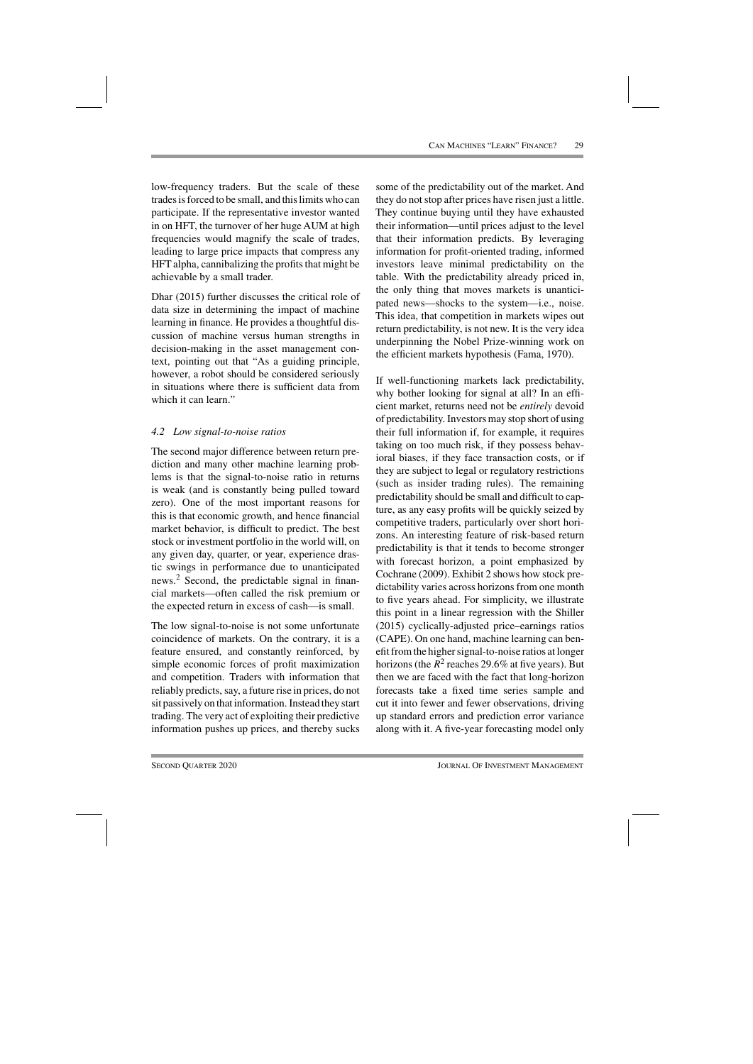low-frequency traders. But the scale of these trades is forced to be small, and this limits who can participate. If the representative investor wanted in on HFT, the turnover of her huge AUM at high frequencies would magnify the scale of trades, leading to large price impacts that compress any HFT alpha, cannibalizing the profits that might be achievable by a small trader.

Dhar (2015) further discusses the critical role of data size in determining the impact of machine learning in finance. He provides a thoughtful discussion of machine versus human strengths in decision-making in the asset management context, pointing out that "As a guiding principle, however, a robot should be considered seriously in situations where there is sufficient data from which it can learn."

### *4.2 Low signal-to-noise ratios*

The second major difference between return prediction and many other machine learning problems is that the signal-to-noise ratio in returns is weak (and is constantly being pulled toward zero). One of the most important reasons for this is that economic growth, and hence financial market behavior, is difficult to predict. The best stock or investment portfolio in the world will, on any given day, quarter, or year, experience drastic swings in performance due to unanticipated news.[2] Second, the predictable signal in financial markets—often called the risk premium or the expected return in excess of cash—is small.

The low signal-to-noise is not some unfortunate coincidence of markets. On the contrary, it is a feature ensured, and constantly reinforced, by simple economic forces of profit maximization and competition. Traders with information that reliably predicts, say, a future rise in prices, do not sit passively on that information. Instead they start trading. The very act of exploiting their predictive information pushes up prices, and thereby sucks some of the predictability out of the market. And they do not stop after prices have risen just a little. They continue buying until they have exhausted their information—until prices adjust to the level that their information predicts. By leveraging information for profit-oriented trading, informed investors leave minimal predictability on the table. With the predictability already priced in, the only thing that moves markets is unanticipated news—shocks to the system—i.e., noise. This idea, that competition in markets wipes out return predictability, is not new. It is the very idea underpinning the Nobel Prize-winning work on the efficient markets hypothesis (Fama, 1970).

If well-functioning markets lack predictability, why bother looking for signal at all? In an efficient market, returns need not be *entirely* devoid of predictability. Investors may stop short of using their full information if, for example, it requires taking on too much risk, if they possess behavioral biases, if they face transaction costs, or if they are subject to legal or regulatory restrictions (such as insider trading rules). The remaining predictability should be small and difficult to capture, as any easy profits will be quickly seized by competitive traders, particularly over short horizons. An interesting feature of risk-based return predictability is that it tends to become stronger with forecast horizon, a point emphasized by Cochrane (2009). Exhibit 2 shows how stock predictability varies across horizons from one month to five years ahead. For simplicity, we illustrate this point in a linear regression with the Shiller (2015) cyclically-adjusted price–earnings ratios (CAPE). On one hand, machine learning can benefit from the higher signal-to-noise ratios at longer horizons (the $R^2$ reaches 29.6% at five years). But then we are faced with the fact that long-horizon forecasts take a fixed time series sample and cut it into fewer and fewer observations, driving up standard errors and prediction error variance along with it. A five-year forecasting model only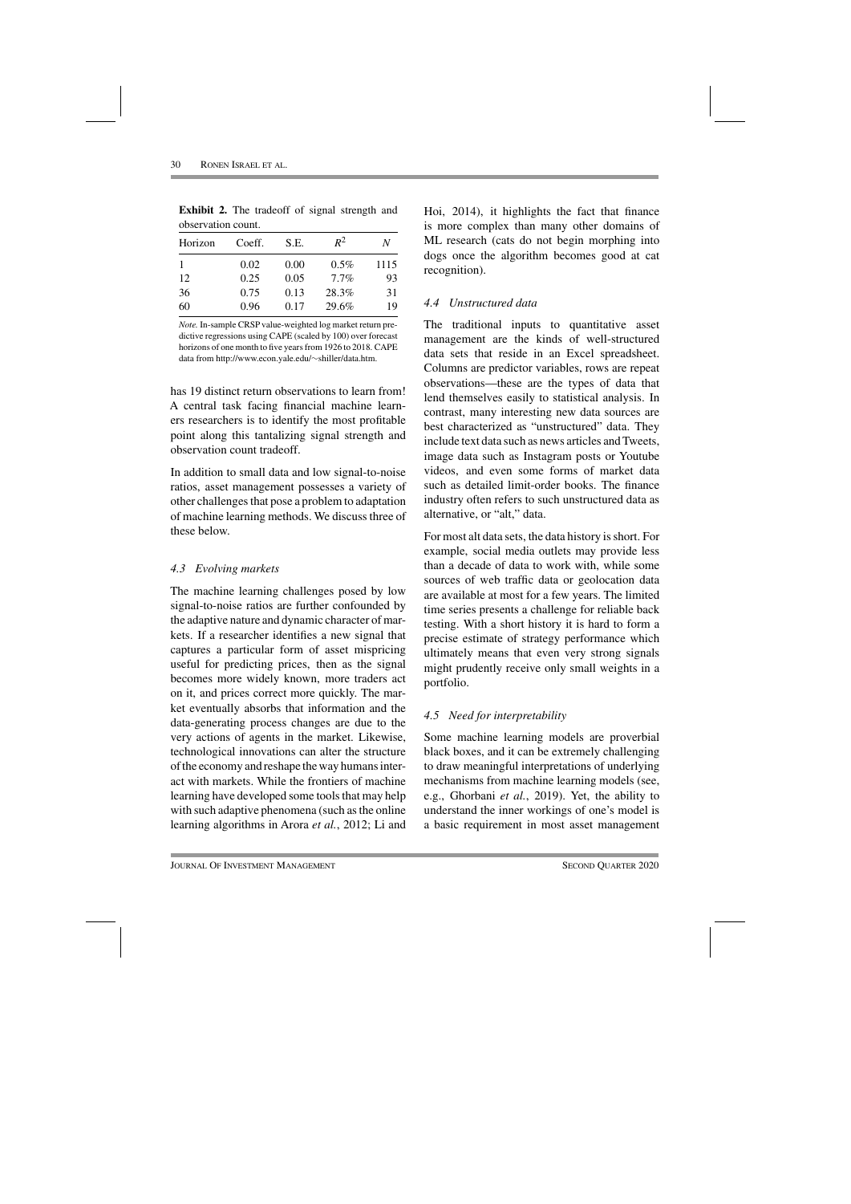**Exhibit 2.** The tradeoff of signal strength and observation count.

| Horizon | Coeff. | S.E. | $R^2$ | $N$ |
|---|---|---|---|---|
| 1 | 0.02 | 0.00 | 0.5% | 1115 |
| 12 | 0.25 | 0.05 | 7.7% | 93 |
| 36 | 0.75 | 0.13 | 28.3% | 31 |
| 60 | 0.96 | 0.17 | 29.6% | 19 |

*Note.* In-sample CRSP value-weighted log market return predictive regressions using CAPE (scaled by 100) over forecast horizons of one month to five years from 1926 to 2018. CAPE data from http://www.econ.yale.edu/~shiller/data.htm.

has 19 distinct return observations to learn from! A central task facing financial machine learners researchers is to identify the most profitable point along this tantalizing signal strength and observation count tradeoff.

In addition to small data and low signal-to-noise ratios, asset management possesses a variety of other challenges that pose a problem to adaptation of machine learning methods. We discuss three of these below.

### *4.3 Evolving markets*

The machine learning challenges posed by low signal-to-noise ratios are further confounded by the adaptive nature and dynamic character of markets. If a researcher identifies a new signal that captures a particular form of asset mispricing useful for predicting prices, then as the signal becomes more widely known, more traders act on it, and prices correct more quickly. The market eventually absorbs that information and the data-generating process changes are due to the very actions of agents in the market. Likewise, technological innovations can alter the structure of the economy and reshape the way humans interact with markets. While the frontiers of machine learning have developed some tools that may help with such adaptive phenomena (such as the online learning algorithms in Arora *et al.*, 2012; Li and Hoi, 2014), it highlights the fact that finance is more complex than many other domains of ML research (cats do not begin morphing into dogs once the algorithm becomes good at cat recognition).

### *4.4 Unstructured data*

The traditional inputs to quantitative asset management are the kinds of well-structured data sets that reside in an Excel spreadsheet. Columns are predictor variables, rows are repeat observations—these are the types of data that lend themselves easily to statistical analysis. In contrast, many interesting new data sources are best characterized as "unstructured" data. They include text data such as news articles and Tweets, image data such as Instagram posts or Youtube videos, and even some forms of market data such as detailed limit-order books. The finance industry often refers to such unstructured data as alternative, or "alt," data.

For most alt data sets, the data history is short. For example, social media outlets may provide less than a decade of data to work with, while some sources of web traffic data or geolocation data are available at most for a few years. The limited time series presents a challenge for reliable back testing. With a short history it is hard to form a precise estimate of strategy performance which ultimately means that even very strong signals might prudently receive only small weights in a portfolio.

### *4.5 Need for interpretability*

Some machine learning models are proverbial black boxes, and it can be extremely challenging to draw meaningful interpretations of underlying mechanisms from machine learning models (see, e.g., Ghorbani *et al.*, 2019). Yet, the ability to understand the inner workings of one's model is a basic requirement in most asset management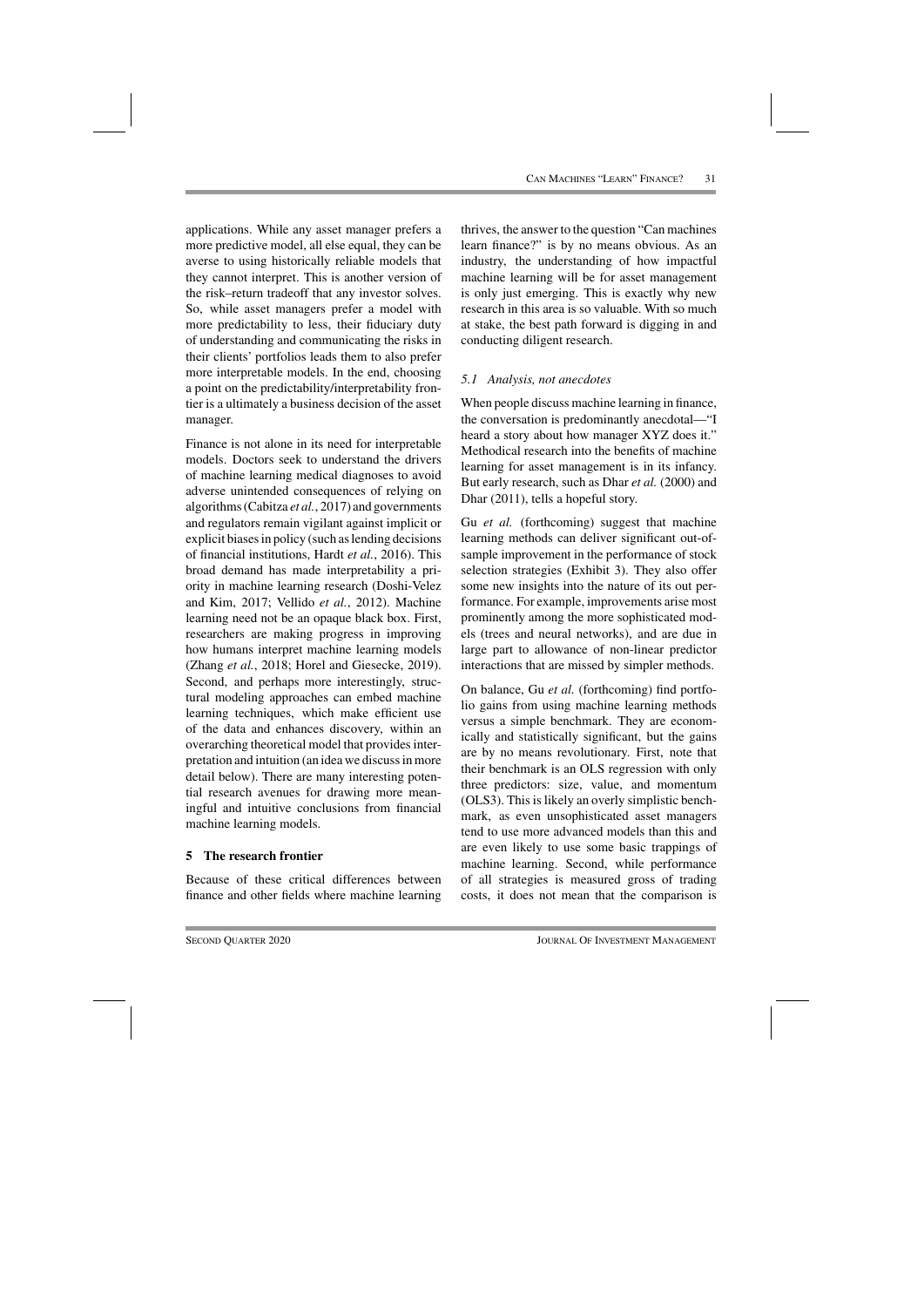applications. While any asset manager prefers a more predictive model, all else equal, they can be averse to using historically reliable models that they cannot interpret. This is another version of the risk–return tradeoff that any investor solves. So, while asset managers prefer a model with more predictability to less, their fiduciary duty of understanding and communicating the risks in their clients' portfolios leads them to also prefer more interpretable models. In the end, choosing a point on the predictability/interpretability frontier is a ultimately a business decision of the asset manager.

Finance is not alone in its need for interpretable models. Doctors seek to understand the drivers of machine learning medical diagnoses to avoid adverse unintended consequences of relying on algorithms (Cabitza *et al.*, 2017) and governments and regulators remain vigilant against implicit or explicit biases in policy (such as lending decisions of financial institutions, Hardt *et al.*, 2016). This broad demand has made interpretability a priority in machine learning research (Doshi-Velez and Kim, 2017; Vellido *et al.*, 2012). Machine learning need not be an opaque black box. First, researchers are making progress in improving how humans interpret machine learning models (Zhang *et al.*, 2018; Horel and Giesecke, 2019). Second, and perhaps more interestingly, structural modeling approaches can embed machine learning techniques, which make efficient use of the data and enhances discovery, within an overarching theoretical model that provides interpretation and intuition (an idea we discuss in more detail below). There are many interesting potential research avenues for drawing more meaningful and intuitive conclusions from financial machine learning models.

## 5 The research frontier

Because of these critical differences between finance and other fields where machine learning thrives, the answer to the question "Can machines learn finance?" is by no means obvious. As an industry, the understanding of how impactful machine learning will be for asset management is only just emerging. This is exactly why new research in this area is so valuable. With so much at stake, the best path forward is digging in and conducting diligent research.

### *5.1 Analysis, not anecdotes*

When people discuss machine learning in finance, the conversation is predominantly anecdotal—"I heard a story about how manager XYZ does it." Methodical research into the benefits of machine learning for asset management is in its infancy. But early research, such as Dhar *et al.* (2000) and Dhar (2011), tells a hopeful story.

Gu *et al.* (forthcoming) suggest that machine learning methods can deliver significant out-of-sample improvement in the performance of stock selection strategies (Exhibit 3). They also offer some new insights into the nature of its out performance. For example, improvements arise most prominently among the more sophisticated models (trees and neural networks), and are due in large part to allowance of non-linear predictor interactions that are missed by simpler methods.

On balance, Gu *et al.* (forthcoming) find portfolio gains from using machine learning methods versus a simple benchmark. They are economically and statistically significant, but the gains are by no means revolutionary. First, note that their benchmark is an OLS regression with only three predictors: size, value, and momentum (OLS3). This is likely an overly simplistic benchmark, as even unsophisticated asset managers tend to use more advanced models than this and are even likely to use some basic trappings of machine learning. Second, while performance of all strategies is measured gross of trading costs, it does not mean that the comparison is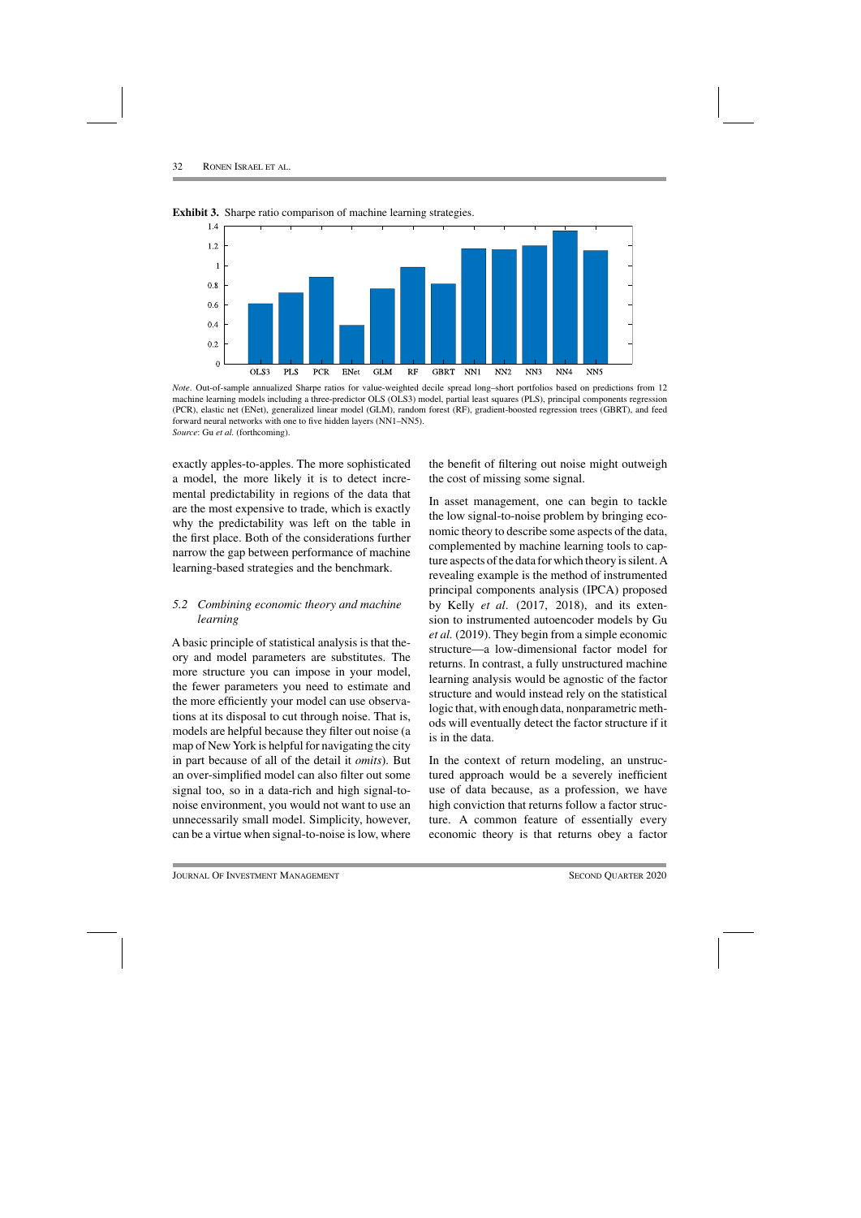**Exhibit 3.** Sharp ratio comparison of machine learning strategies.

*Note*. Out-of-sample annualized Sharpe ratios for value-weighted decile spread long–short portfolios based on predictions from 12 machine learning models including a three-predictor OLS (OLS3) model, partial least squares (PLS), principal components regression (PCR), elastic net (ENet), generalized linear model (GLM), random forest (RF), gradient-boosted regression trees (GBRT), and feed forward neural networks with one to five hidden layers (NN1–NN5).
*Source*: Gu *et al.* (forthcoming).

exactly apples-to-apples. The more sophisticated a model, the more likely it is to detect incremental predictability in regions of the data that are the most expensive to trade, which is exactly why the predictability was left on the table in the first place. Both of the considerations further narrow the gap between performance of machine learning-based strategies and the benchmark.

### *5.2 Combining economic theory and machine learning*

A basic principle of statistical analysis is that theory and model parameters are substitutes. The more structure you can impose in your model, the fewer parameters you need to estimate and the more efficiently your model can use observations at its disposal to cut through noise. That is, models are helpful because they filter out noise (a map of New York is helpful for navigating the city in part because of all of the detail it *omits*). But an over-simplified model can also filter out some signal too, so in a data-rich and high signal-to-noise environment, you would not want to use an unnecessarily small model. Simplicity, however, can be a virtue when signal-to-noise is low, where the benefit of filtering out noise might outweigh the cost of missing some signal.

In asset management, one can begin to tackle the low signal-to-noise problem by bringing economic theory to describe some aspects of the data, complemented by machine learning tools to capture aspects of the data for which theory is silent. A revealing example is the method of instrumented principal components analysis (IPCA) proposed by Kelly *et al*. (2017, 2018), and its extension to instrumented autoencoder models by Gu *et al.* (2019). They begin from a simple economic structure—a low-dimensional factor model for returns. In contrast, a fully unstructured machine learning analysis would be agnostic of the factor structure and would instead rely on the statistical logic that, with enough data, nonparametric methods will eventually detect the factor structure if it is in the data.

In the context of return modeling, an unstructured approach would be a severely inefficient use of data because, as a profession, we have high conviction that returns follow a factor structure. A common feature of essentially every economic theory is that returns obey a factor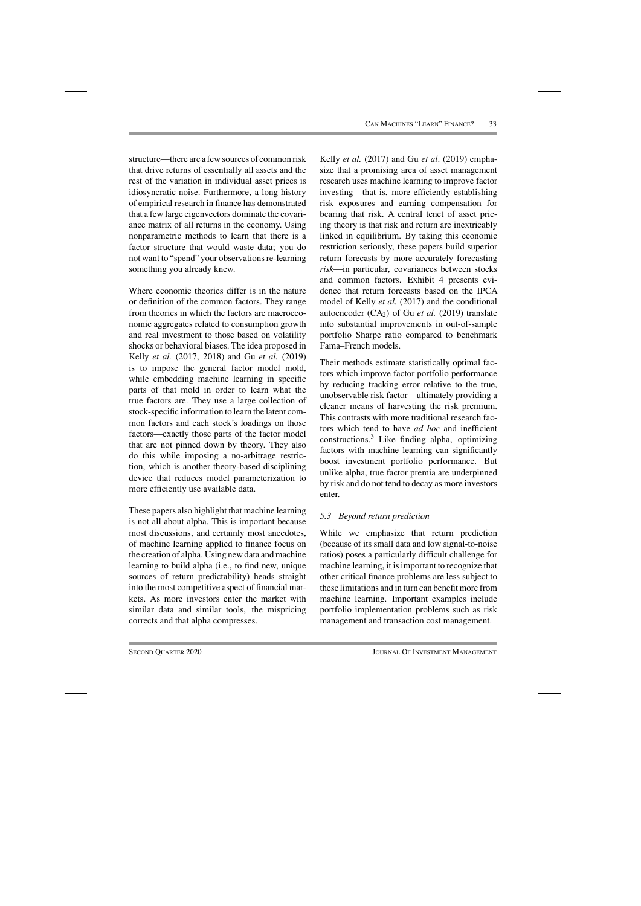structure—there are a few sources of common risk that drive returns of essentially all assets and the rest of the variation in individual asset prices is idiosyncratic noise. Furthermore, a long history of empirical research in finance has demonstrated that a few large eigenvectors dominate the covariance matrix of all returns in the economy. Using nonparametric methods to learn that there is a factor structure that would waste data; you do not want to "spend" your observations re-learning something you already knew.

Where economic theories differ is in the nature or definition of the common factors. They range from theories in which the factors are macroeconomic aggregates related to consumption growth and real investment to those based on volatility shocks or behavioral biases. The idea proposed in Kelly *et al.* (2017, 2018) and Gu *et al.* (2019) is to impose the general factor model mold, while embedding machine learning in specific parts of that mold in order to learn what the true factors are. They use a large collection of stock-specific information to learn the latent common factors and each stock's loadings on those factors—exactly those parts of the factor model that are not pinned down by theory. They also do this while imposing a no-arbitrage restriction, which is another theory-based disciplining device that reduces model parameterization to more efficiently use available data.

These papers also highlight that machine learning is not all about alpha. This is important because most discussions, and certainly most anecdotes, of machine learning applied to finance focus on the creation of alpha. Using new data and machine learning to build alpha (i.e., to find new, unique sources of return predictability) heads straight into the most competitive aspect of financial markets. As more investors enter the market with similar data and similar tools, the mispricing corrects and that alpha compresses.

Kelly *et al.* (2017) and Gu *et al*. (2019) emphasize that a promising area of asset management research uses machine learning to improve factor investing—that is, more efficiently establishing risk exposures and earning compensation for bearing that risk. A central tenet of asset pricing theory is that risk and return are inextricably linked in equilibrium. By taking this economic restriction seriously, these papers build superior return forecasts by more accurately forecasting *risk*—in particular, covariances between stocks and common factors. Exhibit 4 presents evidence that return forecasts based on the IPCA model of Kelly *et al.* (2017) and the conditional autoencoder ($CA_2$) of Gu *et al.* (2019) translate into substantial improvements in out-of-sample portfolio Sharpe ratio compared to benchmark Fama–French models.

Their methods estimate statistically optimal factors which improve factor portfolio performance by reducing tracking error relative to the true, unobservable risk factor—ultimately providing a cleaner means of harvesting the risk premium. This contrasts with more traditional research factors which tend to have *ad hoc* and inefficient constructions.[3] Like finding alpha, optimizing factors with machine learning can significantly boost investment portfolio performance. But unlike alpha, true factor premia are underpinned by risk and do not tend to decay as more investors enter.

### *5.3 Beyond return prediction*

While we emphasize that return prediction (because of its small data and low signal-to-noise ratios) poses a particularly difficult challenge for machine learning, it is important to recognize that other critical finance problems are less subject to these limitations and in turn can benefit more from machine learning. Important examples include portfolio implementation problems such as risk management and transaction cost management.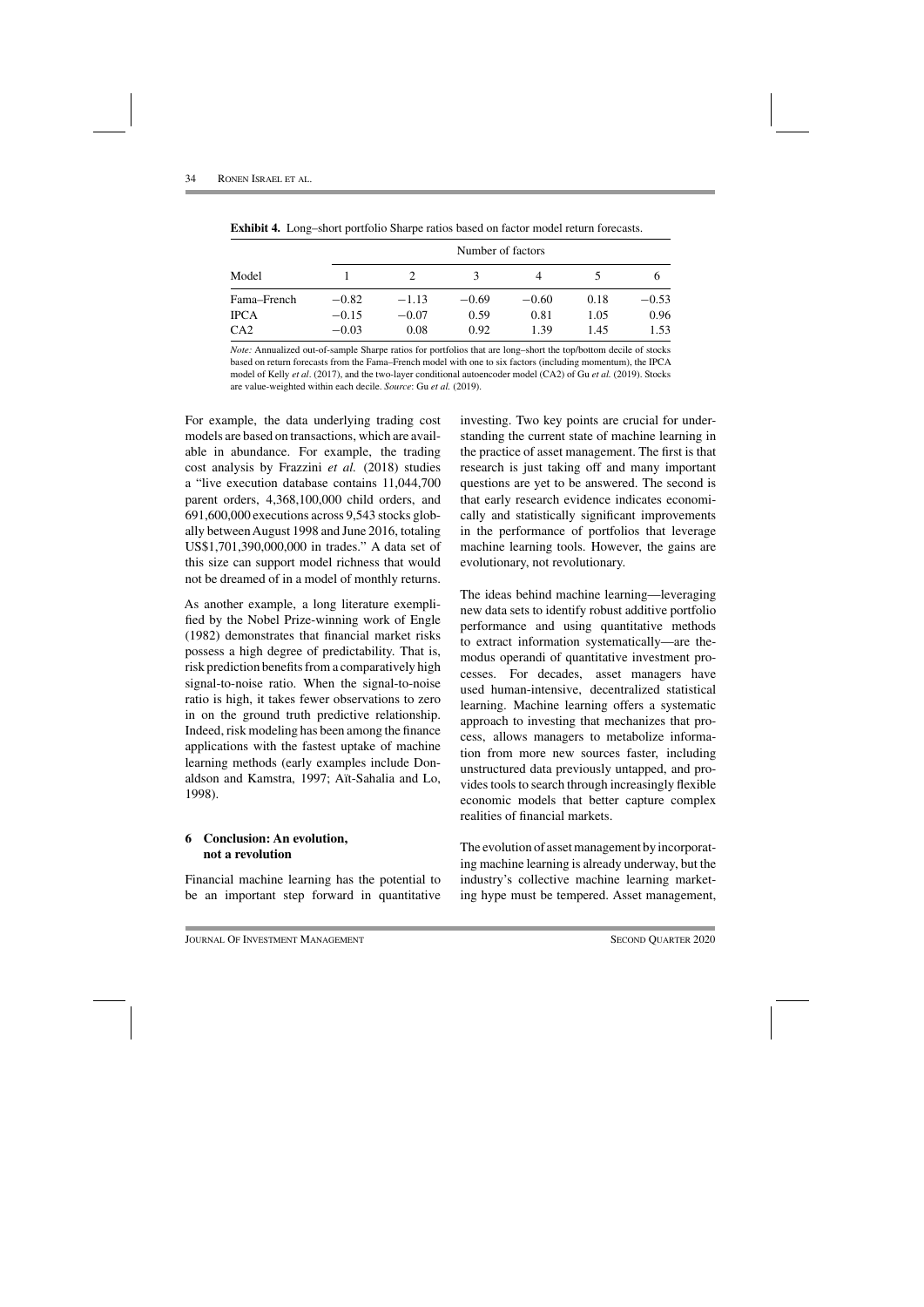**Exhibit 4.** Long–short portfolio Sharpe ratios based on factor model return forecasts.

| Model | Number of factors | | | | | |
|---|---|---|---|---|---|---|
| | 1 | 2 | 3 | 4 | 5 | 6 |
| Fama–French | −0.82 | −1.13 | −0.69 | −0.60 | 0.18 | −0.53 |
| IPCA | −0.15 | −0.07 | 0.59 | 0.81 | 1.05 | 0.96 |
| CA2 | −0.03 | 0.08 | 0.92 | 1.39 | 1.45 | 1.53 |

*Note:* Annualized out-of-sample Sharpe ratios for portfolios that are long–short the top/bottom decile of stocks based on return forecasts from the Fama–French model with one to six factors (including momentum), the IPCA model of Kelly *et al*. (2017), and the two-layer conditional autoencoder model (CA2) of Gu *et al.* (2019). Stocks are value-weighted within each decile. *Source*: Gu *et al.* (2019).

For example, the data underlying trading cost models are based on transactions, which are available in abundance. For example, the trading cost analysis by Frazzini *et al.* (2018) studies a "live execution database contains 11,044,700 parent orders, 4,368,100,000 child orders, and 691,600,000 executions across 9,543 stocks globally between August 1998 and June 2016, totaling US$1,701,390,000,000 in trades." A data set of this size can support model richness that would not be dreamed of in a model of monthly returns.

As another example, a long literature exemplified by the Nobel Prize-winning work of Engle (1982) demonstrates that financial market risks possess a high degree of predictability. That is, risk prediction benefits from a comparatively high signal-to-noise ratio. When the signal-to-noise ratio is high, it takes fewer observations to zero in on the ground truth predictive relationship. Indeed, risk modeling has been among the finance applications with the fastest uptake of machine learning methods (early examples include Donaldson and Kamstra, 1997; Aït-Sahalia and Lo, 1998).

## 6 Conclusion: An evolution, not a revolution

Financial machine learning has the potential to be an important step forward in quantitative investing. Two key points are crucial for understanding the current state of machine learning in the practice of asset management. The first is that research is just taking off and many important questions are yet to be answered. The second is that early research evidence indicates economically and statistically significant improvements in the performance of portfolios that leverage machine learning tools. However, the gains are evolutionary, not revolutionary.

The ideas behind machine learning—leveraging new data sets to identify robust additive portfolio performance and using quantitative methods to extract information systematically—are the modus operandi of quantitative investment processes. For decades, asset managers have used human-intensive, decentralized statistical learning. Machine learning offers a systematic approach to investing that mechanizes that process, allows managers to metabolize information from more new sources faster, including unstructured data previously untapped, and provides tools to search through increasingly flexible economic models that better capture complex realities of financial markets.

The evolution of asset management by incorporating machine learning is already underway, but the industry's collective machine learning marketing hype must be tempered. Asset management,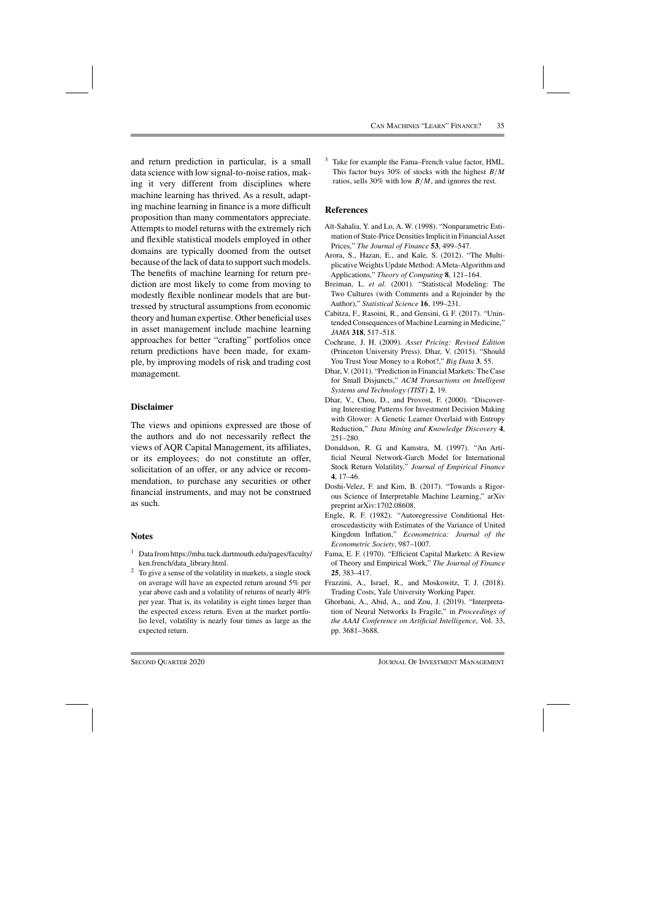and return prediction in particular, is a small data science with low signal-to-noise ratios, making it very different from disciplines where machine learning has thrived. As a result, adapting machine learning in finance is a more difficult proposition than many commentators appreciate. Attempts to model returns with the extremely rich and flexible statistical models employed in other domains are typically doomed from the outset because of the lack of data to support such models. The benefits of machine learning for return prediction are most likely to come from moving to modestly flexible nonlinear models that are buttressed by structural assumptions from economic theory and human expertise. Other beneficial uses in asset management include machine learning approaches for better "crafting" portfolios once return predictions have been made, for example, by improving models of risk and trading cost management.

## Disclaimer

The views and opinions expressed are those of the authors and do not necessarily reflect the views of AQR Capital Management, its affiliates, or its employees; do not constitute an offer, solicitation of an offer, or any advice or recommendation, to purchase any securities or other financial instruments, and may not be construed as such.

## Notes

[1] Data from https://mba.tuck.dartmouth.edu/pages/faculty/ken.french/data_library.html.

[2] To give a sense of the volatility in markets, a single stock on average will have an expected return around 5% per year above cash and a volatility of returns of nearly 40% per year. That is, its volatility is eight times larger than the expected excess return. Even at the market portfolio level, volatility is nearly four times as large as the expected return.

[3] Take for example the Fama–French value factor, HML. This factor buys 30% of stocks with the highest $B/M$ ratios, sells 30% with low $B/M$, and ignores the rest.

## References

Aït-Sahalia, Y. and Lo, A. W. (1998). "Nonparametric Estimation of State-Price Densities Implicit in Financial Asset Prices," *The Journal of Finance* **53**, 499–547.

Arora, S., Hazan, E., and Kale, S. (2012). "The Multiplicative Weights Update Method: A Meta-Algorithm and Applications," *Theory of Computing* **8**, 121–164.

Breiman, L. *et al.* (2001). "Statistical Modeling: The Two Cultures (with Comments and a Rejoinder by the Author)," *Statistical Science* **16**, 199–231.

Cabitza, F., Rasoini, R., and Gensini, G. F. (2017). "Unintended Consequences of Machine Learning in Medicine," *JAMA* **318**, 517–518.

Cochrane, J. H. (2009). *Asset Pricing: Revised Edition* (Princeton University Press). Dhar, V. (2015). "Should You Trust Your Money to a Robot?," *Big Data* **3**, 55.

Dhar, V. (2011). "Prediction in Financial Markets: The Case for Small Disjuncts," *ACM Transactions on Intelligent Systems and Technology (TIST)* **2**, 19.

Dhar, V., Chou, D., and Provost, F. (2000). "Discovering Interesting Patterns for Investment Decision Making with Glower: A Genetic Learner Overlaid with Entropy Reduction," *Data Mining and Knowledge Discovery* **4**, 251–280.

Donaldson, R. G. and Kamstra, M. (1997). "An Artificial Neural Network-Garch Model for International Stock Return Volatility," *Journal of Empirical Finance* **4**, 17–46.

Doshi-Velez, F. and Kim, B. (2017). "Towards a Rigorous Science of Interpretable Machine Learning," arXiv preprint arXiv:1702.08608.

Engle, R. F. (1982). "Autoregressive Conditional Heteroscedasticity with Estimates of the Variance of United Kingdom Inflation," *Econometrica: Journal of the Econometric Society*, 987–1007.

Fama, E. F. (1970). "Efficient Capital Markets: A Review of Theory and Empirical Work," *The Journal of Finance* **25**, 383–417.

Frazzini, A., Israel, R., and Moskowitz, T. J. (2018). Trading Costs, Yale University Working Paper.

Ghorbani, A., Abid, A., and Zou, J. (2019). "Interpretation of Neural Networks Is Fragile," in *Proceedings of the AAAI Conference on Artificial Intelligence*, Vol. 33, pp. 3681–3688.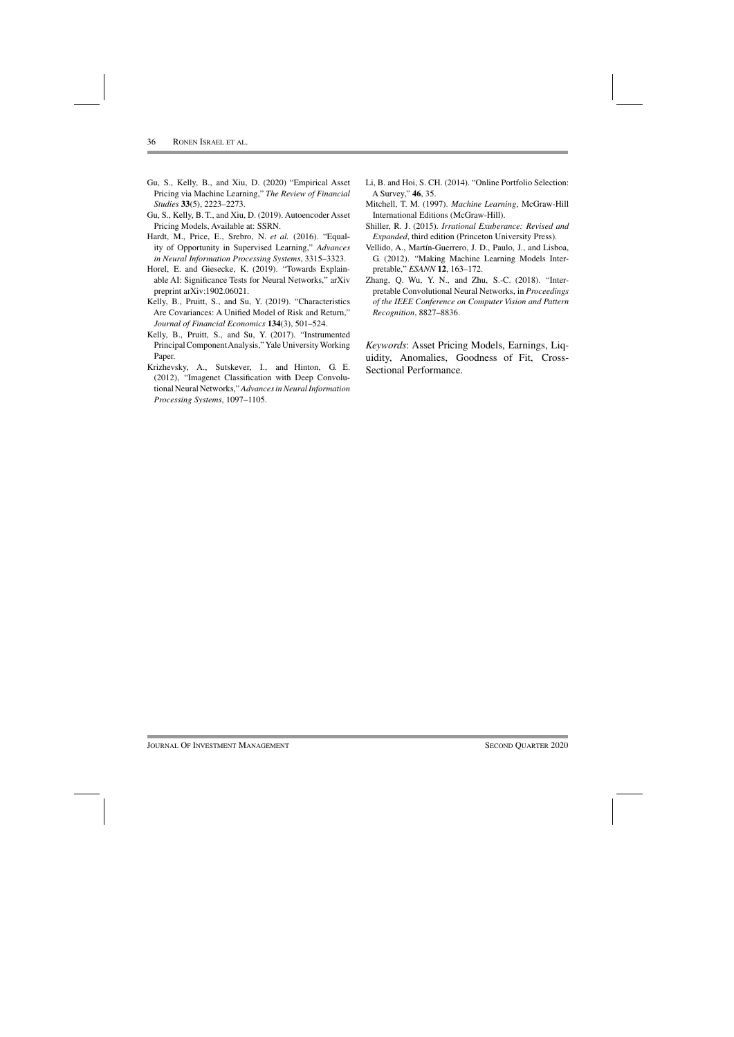Gu, S., Kelly, B., and Xiu, D. (2020) "Empirical Asset Pricing via Machine Learning," *The Review of Financial Studies* **33**(5), 2223–2273.

Gu, S., Kelly, B. T., and Xiu, D. (2019). Autoencoder Asset Pricing Models, Available at: SSRN.

Hardt, M., Price, E., Srebro, N. *et al.* (2016). "Equality of Opportunity in Supervised Learning," *Advances in Neural Information Processing Systems*, 3315–3323.

Horel, E. and Giesecke, K. (2019). "Towards Explainable AI: Significance Tests for Neural Networks," arXiv preprint arXiv:1902.06021.

Kelly, B., Pruitt, S., and Su, Y. (2019). "Characteristics Are Covariances: A Unified Model of Risk and Return," *Journal of Financial Economics* **134**(3), 501–524.

Kelly, B., Pruitt, S., and Su, Y. (2017). "Instrumented Principal Component Analysis," Yale University Working Paper.

Krizhevsky, A., Sutskever, I., and Hinton, G. E. (2012), "Imagenet Classification with Deep Convolutional Neural Networks," *Advances in Neural Information Processing Systems*, 1097–1105.

Li, B. and Hoi, S. CH. (2014). "Online Portfolio Selection: A Survey," **46**, 35.

Mitchell, T. M. (1997). *Machine Learning*, McGraw-Hill International Editions (McGraw-Hill).

Shiller, R. J. (2015). *Irrational Exuberance: Revised and Expanded*, third edition (Princeton University Press).

Vellido, A., Martín-Guerrero, J. D., Paulo, J., and Lisboa, G. (2012). "Making Machine Learning Models Interpretable," *ESANN* **12**, 163–172.

Zhang, Q. Wu, Y. N., and Zhu, S.-C. (2018). "Interpretable Convolutional Neural Networks, in *Proceedings of the IEEE Conference on Computer Vision and Pattern Recognition*, 8827–8836.

*Keywords*: Asset Pricing Models, Earnings, Liquidity, Anomalies, Goodness of Fit, Cross-Sectional Performance.